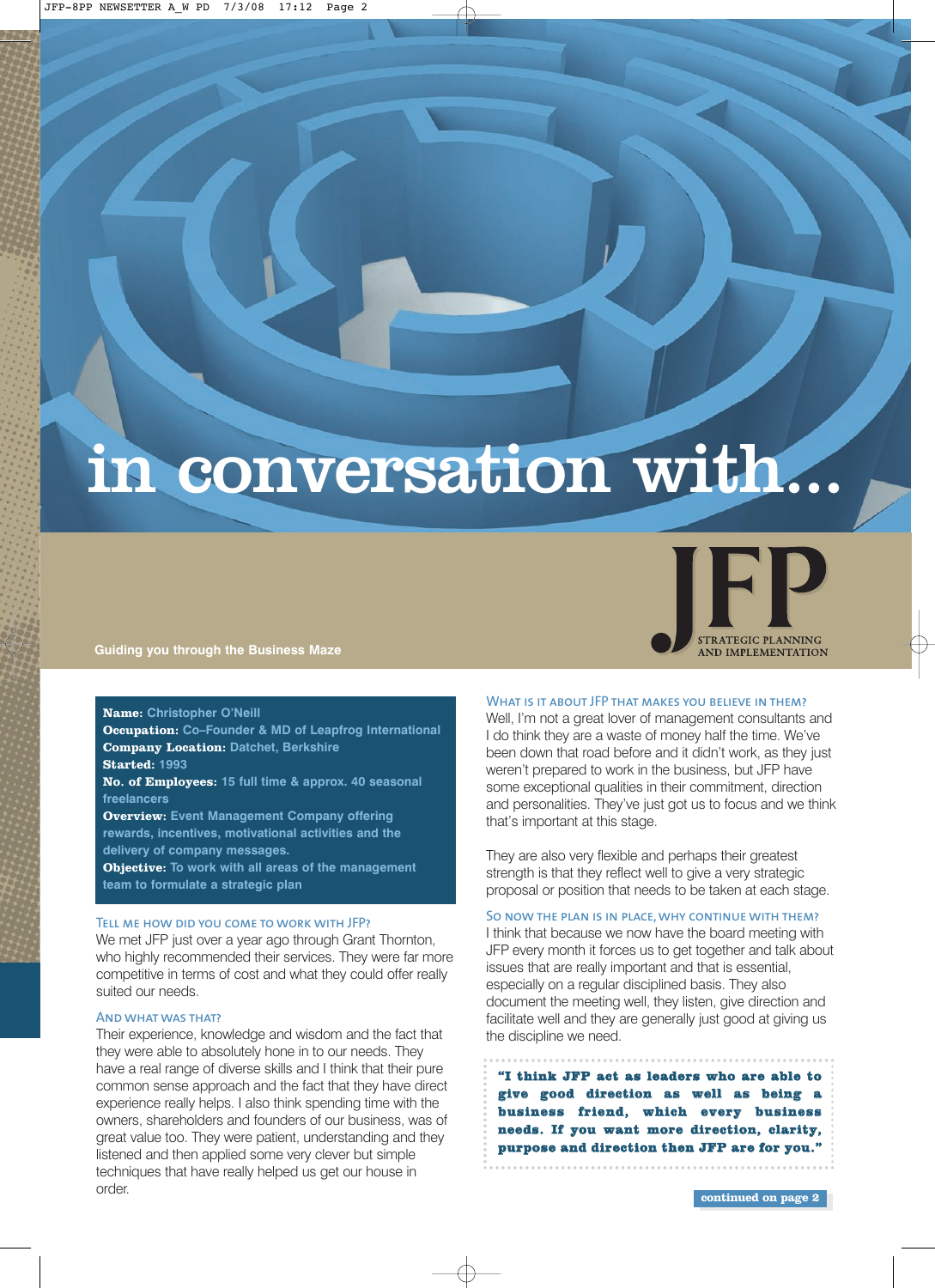# in conversation with...

**Guiding you through the Business Maze**

JFP
STRATEGIC PLANNING AND IMPLEMENTATION

**Name:** Christopher O'Neill
**Occupation:** Co-Founder & MD of Leapfrog International
**Company Location:** Datchet, Berkshire
**Started:** 1993
**No. of Employees:** 15 full time & approx. 40 seasonal freelancers
**Overview:** Event Management Company offering rewards, incentives, motivational activities and the delivery of company messages.
**Objective:** To work with all areas of the management team to formulate a strategic plan

### Tell me how did you come to work with JFP?

We met JFP just over a year ago through Grant Thornton, who highly recommended their services. They were far more competitive in terms of cost and what they could offer really suited our needs.

### And what was that?

Their experience, knowledge and wisdom and the fact that they were able to absolutely hone in to our needs. They have a real range of diverse skills and I think that their pure common sense approach and the fact that they have direct experience really helps. I also think spending time with the owners, shareholders and founders of our business, was of great value too. They were patient, understanding and they listened and then applied some very clever but simple techniques that have really helped us get our house in order.

### What is it about JFP that makes you believe in them?

Well, I'm not a great lover of management consultants and I do think they are a waste of money half the time. We've been down that road before and it didn't work, as they just weren't prepared to work in the business, but JFP have some exceptional qualities in their commitment, direction and personalities. They've just got us to focus and we think that's important at this stage.

They are also very flexible and perhaps their greatest strength is that they reflect well to give a very strategic proposal or position that needs to be taken at each stage.

### So now the plan is in place, why continue with them?

I think that because we now have the board meeting with JFP every month it forces us to get together and talk about issues that are really important and that is essential, especially on a regular disciplined basis. They also document the meeting well, they listen, give direction and facilitate well and they are generally just good at giving us the discipline we need.

> **"I think JFP act as leaders who are able to give good direction as well as being a business friend, which every business needs. If you want more direction, clarity, purpose and direction then JFP are for you."**

**continued on page 2**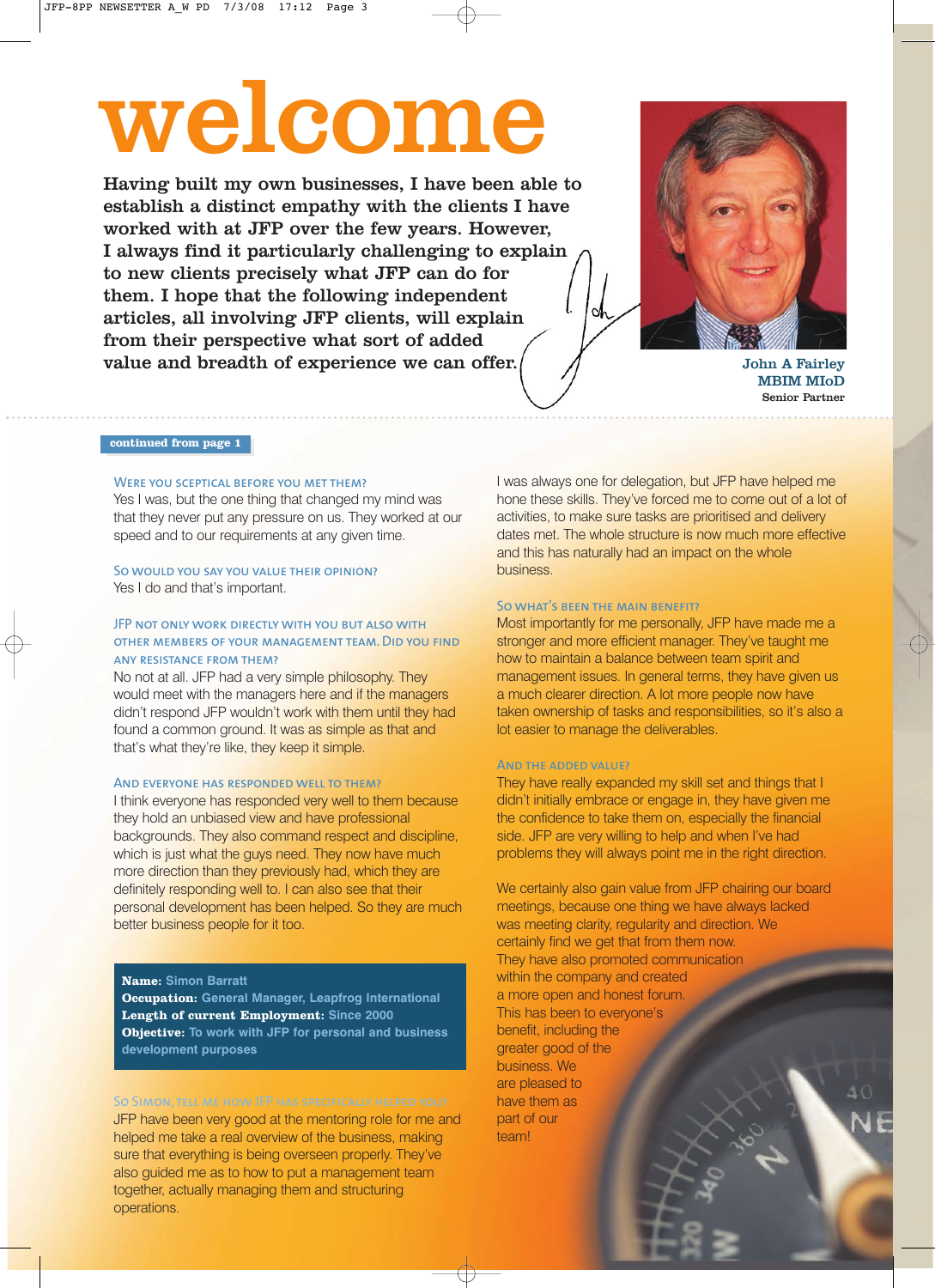# welcome

**Having built my own businesses, I have been able to establish a distinct empathy with the clients I have worked with at JFP over the few years. However, I always find it particularly challenging to explain to new clients precisely what JFP can do for them. I hope that the following independent articles, all involving JFP clients, will explain from their perspective what sort of added value and breadth of experience we can offer.**

John A Fairley
MBIM MIoD
Senior Partner

**continued from page 1**

### Were you sceptical before you met them?

Yes I was, but the one thing that changed my mind was that they never put any pressure on us. They worked at our speed and to our requirements at any given time.

### So would you say you value their opinion?

Yes I do and that's important.

### JFP not only work directly with you but also with other members of your management team. Did you find any resistance from them?

No not at all. JFP had a very simple philosophy. They would meet with the managers here and if the managers didn't respond JFP wouldn't work with them until they had found a common ground. It was as simple as that and that's what they're like, they keep it simple.

### And everyone has responded well to them?

I think everyone has responded very well to them because they hold an unbiased view and have professional backgrounds. They also command respect and discipline, which is just what the guys need. They now have much more direction than they previously had, which they are definitely responding well to. I can also see that their personal development has been helped. So they are much better business people for it too.

**Name:** Simon Barratt
**Occupation:** General Manager, Leapfrog International
**Length of current Employment:** Since 2000
**Objective:** To work with JFP for personal and business development purposes

### So Simon, tell me how JFP has specifically helped you?

JFP have been very good at the mentoring role for me and helped me take a real overview of the business, making sure that everything is being overseen properly. They've also guided me as to how to put a management team together, actually managing them and structuring operations.

I was always one for delegation, but JFP have helped me hone these skills. They've forced me to come out of a lot of activities, to make sure tasks are prioritised and delivery dates met. The whole structure is now much more effective and this has naturally had an impact on the whole business.

### So what's been the main benefit?

Most importantly for me personally, JFP have made me a stronger and more efficient manager. They've taught me how to maintain a balance between team spirit and management issues. In general terms, they have given us a much clearer direction. A lot more people now have taken ownership of tasks and responsibilities, so it's also a lot easier to manage the deliverables.

### And the added value?

They have really expanded my skill set and things that I didn't initially embrace or engage in, they have given me the confidence to take them on, especially the financial side. JFP are very willing to help and when I've had problems they will always point me in the right direction.

We certainly also gain value from JFP chairing our board meetings, because one thing we have always lacked was meeting clarity, regularity and direction. We certainly find we get that from them now. They have also promoted communication within the company and created a more open and honest forum. This has been to everyone's benefit, including the greater good of the business. We are pleased to have them as part of our team!